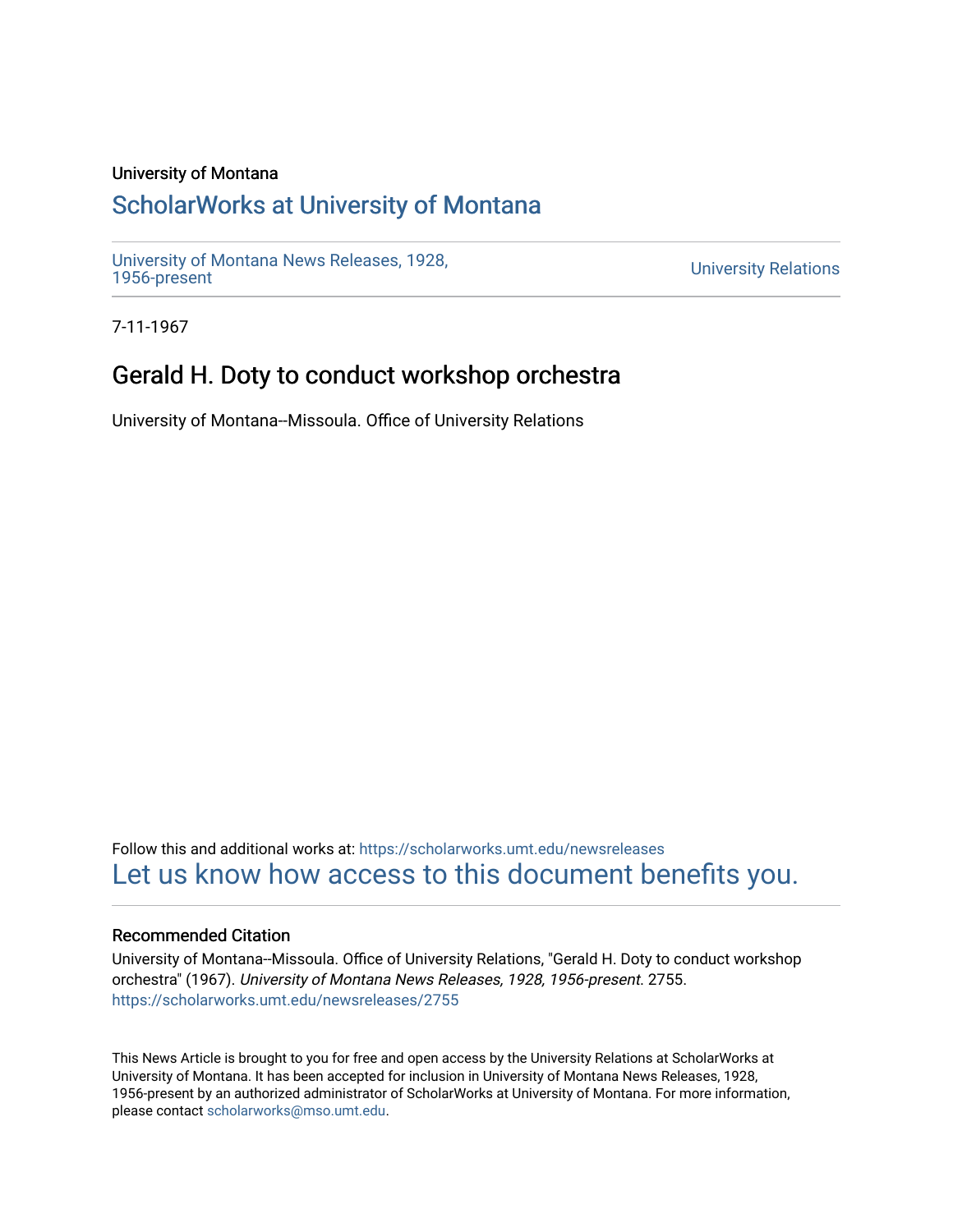University of Montana

# ScholarWorks at University of Montana

University of Montana News Releases, 1928, 1956-present

University Relations

7-11-1967

## Gerald H. Doty to conduct workshop orchestra

University of Montana--Missoula. Office of University Relations

Follow this and additional works at: https://scholarworks.umt.edu/newsreleases

Let us know how access to this document benefits you.

### Recommended Citation

University of Montana--Missoula. Office of University Relations, "Gerald H. Doty to conduct workshop orchestra" (1967). *University of Montana News Releases, 1928, 1956-present*. 2755.
https://scholarworks.umt.edu/newsreleases/2755

This News Article is brought to you for free and open access by the University Relations at ScholarWorks at University of Montana. It has been accepted for inclusion in University of Montana News Releases, 1928, 1956-present by an authorized administrator of ScholarWorks at University of Montana. For more information, please contact scholarworks@mso.umt.edu.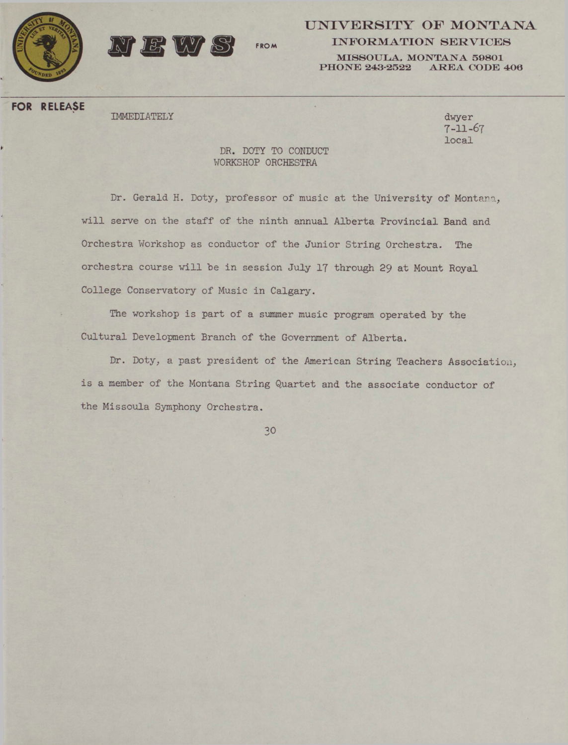NEWS FROM

UNIVERSITY OF MONTANA
INFORMATION SERVICES
MISSOULA, MONTANA 59801
PHONE 243-2522 AREA CODE 406

FOR RELEASE IMMEDIATELY

dwyer
7-11-67
local

DR. DOTY TO CONDUCT
WORKSHOP ORCHESTRA

Dr. Gerald H. Doty, professor of music at the University of Montana, will serve on the staff of the ninth annual Alberta Provincial Band and Orchestra Workshop as conductor of the Junior String Orchestra. The orchestra course will be in session July 17 through 29 at Mount Royal College Conservatory of Music in Calgary.

The workshop is part of a summer music program operated by the Cultural Development Branch of the Government of Alberta.

Dr. Doty, a past president of the American String Teachers Association, is a member of the Montana String Quartet and the associate conductor of the Missoula Symphony Orchestra.

30